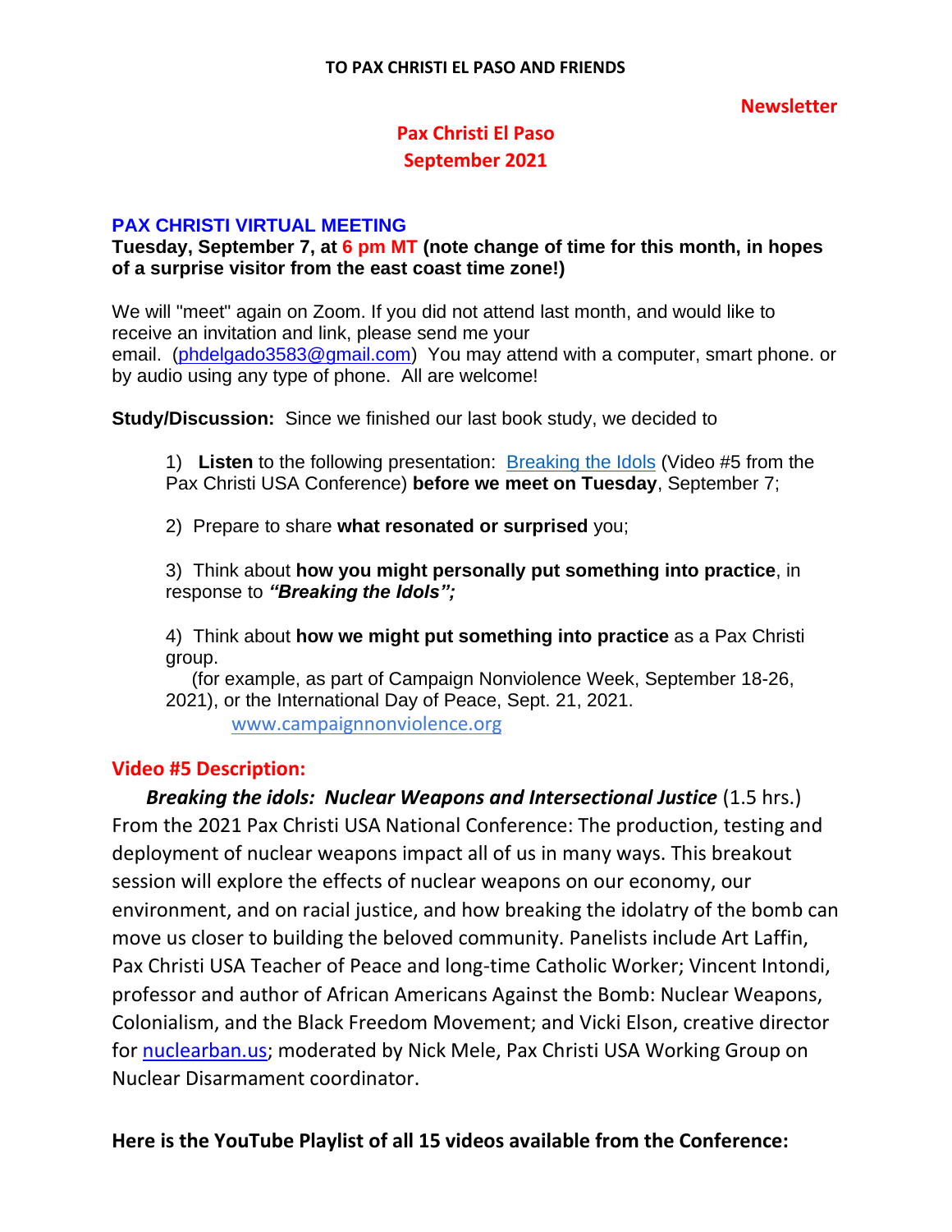**TO PAX CHRISTI EL PASO AND FRIENDS**

**Newsletter**

# Pax Christi El Paso
# September 2021

## PAX CHRISTI VIRTUAL MEETING

**Tuesday, September 7, at 6 pm MT (note change of time for this month, in hopes of a surprise visitor from the east coast time zone!)**

We will "meet" again on Zoom. If you did not attend last month, and would like to receive an invitation and link, please send me your email. (phdelgado3583@gmail.com) You may attend with a computer, smart phone. or by audio using any type of phone. All are welcome!

**Study/Discussion:** Since we finished our last book study, we decided to

1) **Listen** to the following presentation: Breaking the Idols (Video #5 from the Pax Christi USA Conference) **before we meet on Tuesday**, September 7;

2) Prepare to share **what resonated or surprised** you;

3) Think about **how you might personally put something into practice**, in response to ***"Breaking the Idols";***

4) Think about **how we might put something into practice** as a Pax Christi group.
(for example, as part of Campaign Nonviolence Week, September 18-26, 2021), or the International Day of Peace, Sept. 21, 2021.
www.campaignnonviolence.org

## Video #5 Description:

***Breaking the idols: Nuclear Weapons and Intersectional Justice*** (1.5 hrs.) From the 2021 Pax Christi USA National Conference: The production, testing and deployment of nuclear weapons impact all of us in many ways. This breakout session will explore the effects of nuclear weapons on our economy, our environment, and on racial justice, and how breaking the idolatry of the bomb can move us closer to building the beloved community. Panelists include Art Laffin, Pax Christi USA Teacher of Peace and long-time Catholic Worker; Vincent Intondi, professor and author of African Americans Against the Bomb: Nuclear Weapons, Colonialism, and the Black Freedom Movement; and Vicki Elson, creative director for nuclearban.us; moderated by Nick Mele, Pax Christi USA Working Group on Nuclear Disarmament coordinator.

**Here is the YouTube Playlist of all 15 videos available from the Conference:**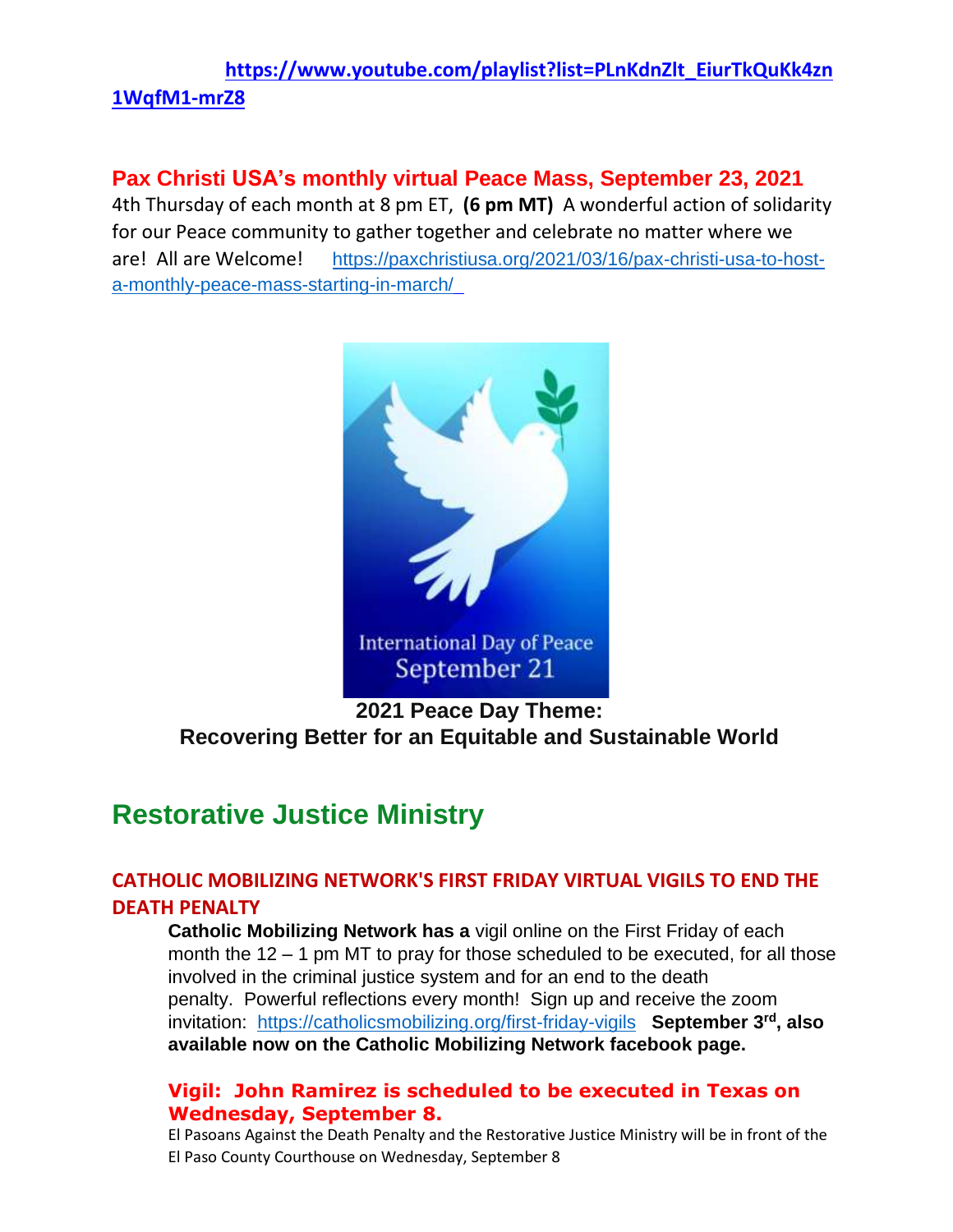**https://www.youtube.com/playlist?list=PLnKdnZlt_EiurTkQuKk4zn1WqfM1-mrZ8**

## Pax Christi USA's monthly virtual Peace Mass, September 23, 2021

4th Thursday of each month at 8 pm ET, **(6 pm MT)** A wonderful action of solidarity for our Peace community to gather together and celebrate no matter where we are! All are Welcome! https://paxchristiusa.org/2021/03/16/pax-christi-usa-to-host-a-monthly-peace-mass-starting-in-march/

International Day of Peace
September 21

**2021 Peace Day Theme:**
**Recovering Better for an Equitable and Sustainable World**

# Restorative Justice Ministry

### CATHOLIC MOBILIZING NETWORK'S FIRST FRIDAY VIRTUAL VIGILS TO END THE DEATH PENALTY

**Catholic Mobilizing Network has a** vigil online on the First Friday of each month the 12 – 1 pm MT to pray for those scheduled to be executed, for all those involved in the criminal justice system and for an end to the death penalty. Powerful reflections every month! Sign up and receive the zoom invitation: https://catholicsmobilizing.org/first-friday-vigils **September 3rd, also available now on the Catholic Mobilizing Network facebook page.**

### Vigil: John Ramirez is scheduled to be executed in Texas on Wednesday, September 8.

El Pasoans Against the Death Penalty and the Restorative Justice Ministry will be in front of the El Paso County Courthouse on Wednesday, September 8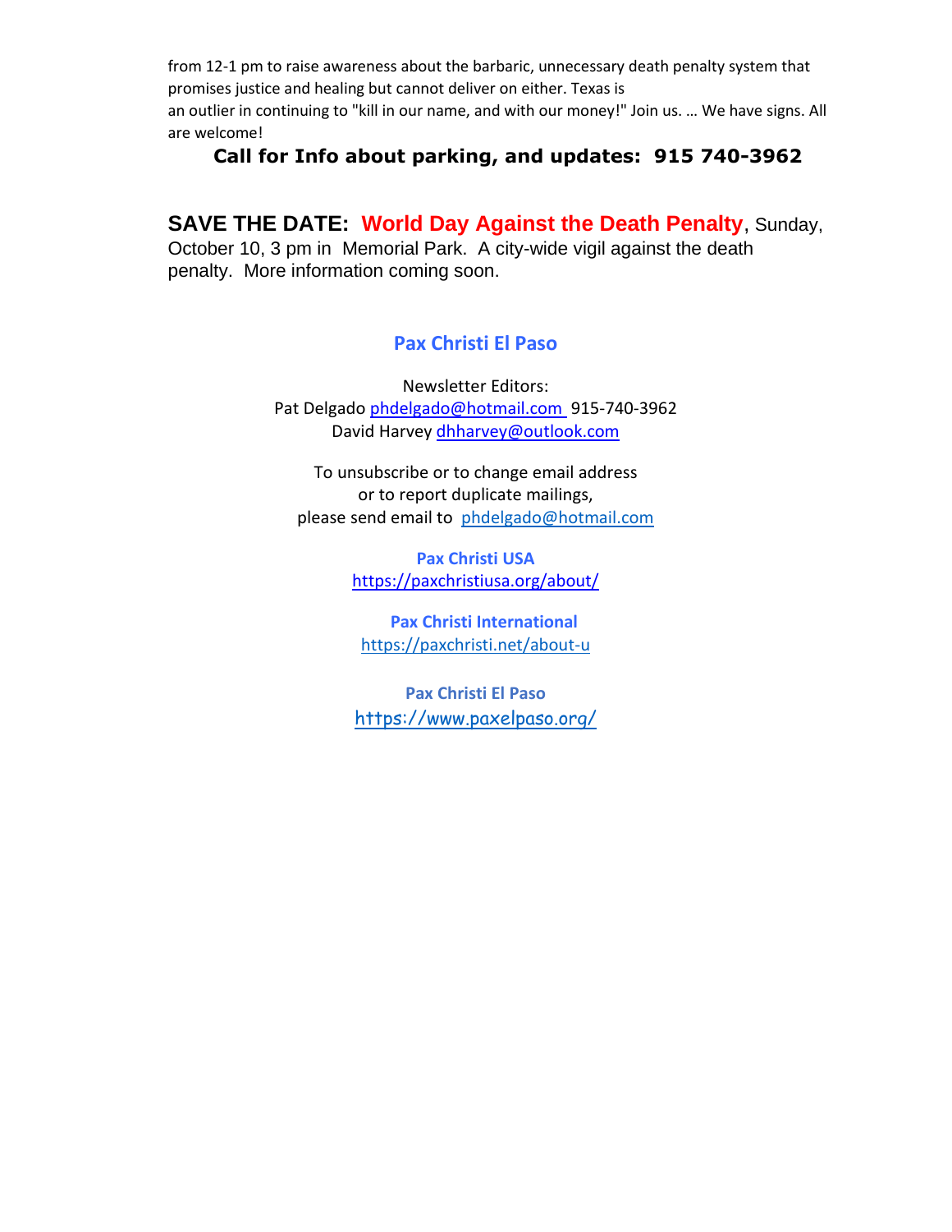from 12-1 pm to raise awareness about the barbaric, unnecessary death penalty system that promises justice and healing but cannot deliver on either. Texas is an outlier in continuing to "kill in our name, and with our money!" Join us. … We have signs. All are welcome!

**Call for Info about parking, and updates: 915 740-3962**

**SAVE THE DATE: World Day Against the Death Penalty**, Sunday, October 10, 3 pm in Memorial Park. A city-wide vigil against the death penalty. More information coming soon.

**Pax Christi El Paso**

Newsletter Editors:
Pat Delgado phdelgado@hotmail.com 915-740-3962
David Harvey dhharvey@outlook.com

To unsubscribe or to change email address
or to report duplicate mailings,
please send email to phdelgado@hotmail.com

**Pax Christi USA**
https://paxchristiusa.org/about/

**Pax Christi International**
https://paxchristi.net/about-u

**Pax Christi El Paso**
https://www.paxelpaso.org/